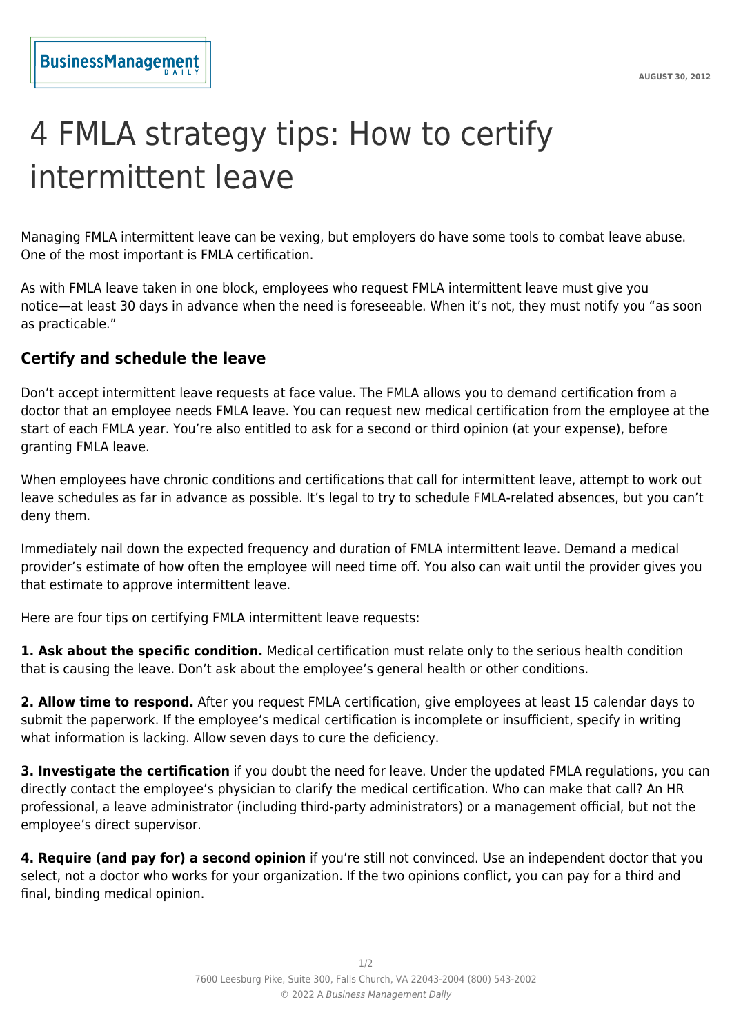AUGUST 30, 2012

# 4 FMLA strategy tips: How to certify intermittent leave

Managing FMLA intermittent leave can be vexing, but employers do have some tools to combat leave abuse. One of the most important is FMLA certification.

As with FMLA leave taken in one block, employees who request FMLA intermittent leave must give you notice—at least 30 days in advance when the need is foreseeable. When it's not, they must notify you "as soon as practicable."

## Certify and schedule the leave

Don't accept intermittent leave requests at face value. The FMLA allows you to demand certification from a doctor that an employee needs FMLA leave. You can request new medical certification from the employee at the start of each FMLA year. You're also entitled to ask for a second or third opinion (at your expense), before granting FMLA leave.

When employees have chronic conditions and certifications that call for intermittent leave, attempt to work out leave schedules as far in advance as possible. It's legal to try to schedule FMLA-related absences, but you can't deny them.

Immediately nail down the expected frequency and duration of FMLA intermittent leave. Demand a medical provider's estimate of how often the employee will need time off. You also can wait until the provider gives you that estimate to approve intermittent leave.

Here are four tips on certifying FMLA intermittent leave requests:

**1. Ask about the specific condition.** Medical certification must relate only to the serious health condition that is causing the leave. Don't ask about the employee's general health or other conditions.

**2. Allow time to respond.** After you request FMLA certification, give employees at least 15 calendar days to submit the paperwork. If the employee's medical certification is incomplete or insufficient, specify in writing what information is lacking. Allow seven days to cure the deficiency.

**3. Investigate the certification** if you doubt the need for leave. Under the updated FMLA regulations, you can directly contact the employee's physician to clarify the medical certification. Who can make that call? An HR professional, a leave administrator (including third-party administrators) or a management official, but not the employee's direct supervisor.

**4. Require (and pay for) a second opinion** if you're still not convinced. Use an independent doctor that you select, not a doctor who works for your organization. If the two opinions conflict, you can pay for a third and final, binding medical opinion.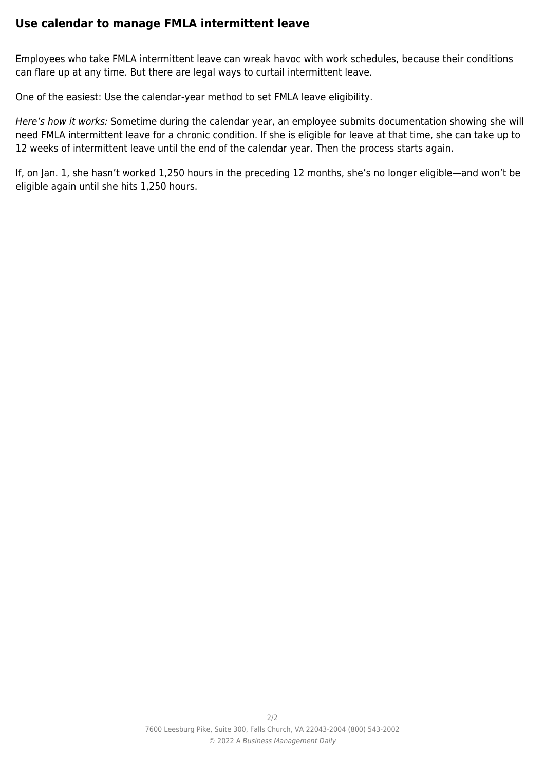## Use calendar to manage FMLA intermittent leave

Employees who take FMLA intermittent leave can wreak havoc with work schedules, because their conditions can flare up at any time. But there are legal ways to curtail intermittent leave.

One of the easiest: Use the calendar-year method to set FMLA leave eligibility.

*Here's how it works:* Sometime during the calendar year, an employee submits documentation showing she will need FMLA intermittent leave for a chronic condition. If she is eligible for leave at that time, she can take up to 12 weeks of intermittent leave until the end of the calendar year. Then the process starts again.

If, on Jan. 1, she hasn't worked 1,250 hours in the preceding 12 months, she's no longer eligible—and won't be eligible again until she hits 1,250 hours.